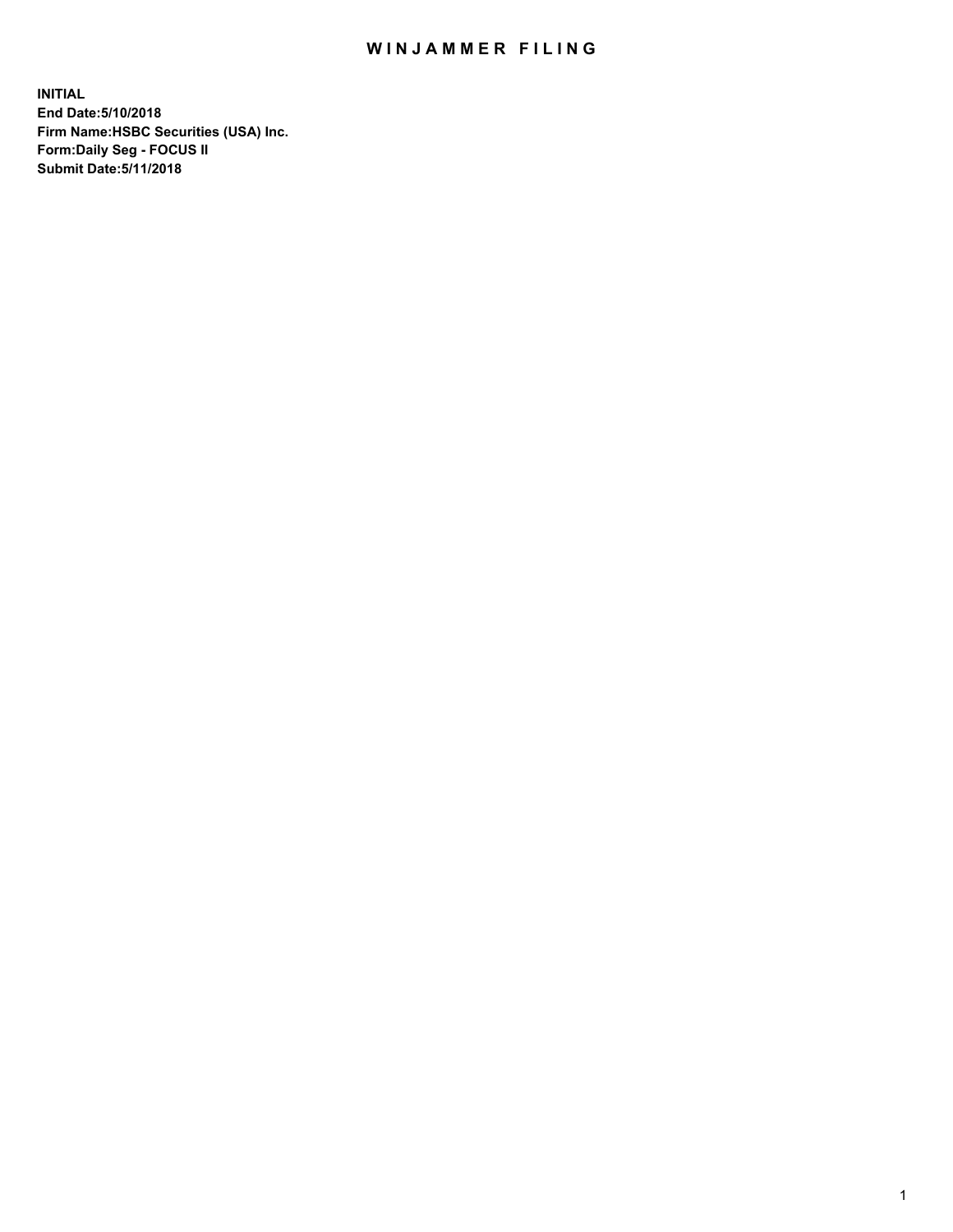# WINJAMMER FILING

**INITIAL**
**End Date:5/10/2018**
**Firm Name:HSBC Securities (USA) Inc.**
**Form:Daily Seg - FOCUS II**
**Submit Date:5/11/2018**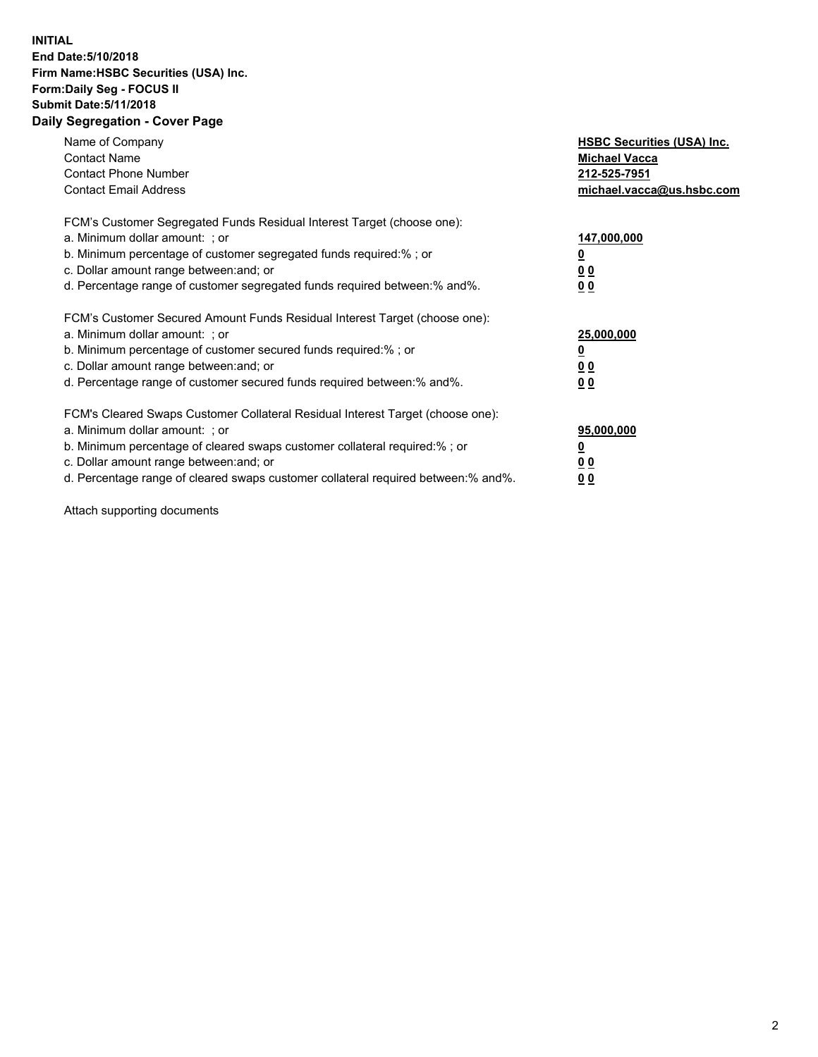**INITIAL**
**End Date:5/10/2018**
**Firm Name:HSBC Securities (USA) Inc.**
**Form:Daily Seg - FOCUS II**
**Submit Date:5/11/2018**

## Daily Segregation - Cover Page

| | |
|---|---|
| Name of Company | **HSBC Securities (USA) Inc.** |
| Contact Name | **Michael Vacca** |
| Contact Phone Number | **212-525-7951** |
| Contact Email Address | **michael.vacca@us.hsbc.com** |

| | |
|---|---|
| FCM's Customer Segregated Funds Residual Interest Target (choose one): | |
| a. Minimum dollar amount: ; or | **147,000,000** |
| b. Minimum percentage of customer segregated funds required:% ; or | **0** |
| c. Dollar amount range between:and; or | **0 0** |
| d. Percentage range of customer segregated funds required between:% and%. | **0 0** |
| FCM's Customer Secured Amount Funds Residual Interest Target (choose one): | |
| a. Minimum dollar amount: ; or | **25,000,000** |
| b. Minimum percentage of customer secured funds required:% ; or | **0** |
| c. Dollar amount range between:and; or | **0 0** |
| d. Percentage range of customer secured funds required between:% and%. | **0 0** |
| FCM's Cleared Swaps Customer Collateral Residual Interest Target (choose one): | |
| a. Minimum dollar amount: ; or | **95,000,000** |
| b. Minimum percentage of cleared swaps customer collateral required:% ; or | **0** |
| c. Dollar amount range between:and; or | **0 0** |
| d. Percentage range of cleared swaps customer collateral required between:% and%. | **0 0** |

Attach supporting documents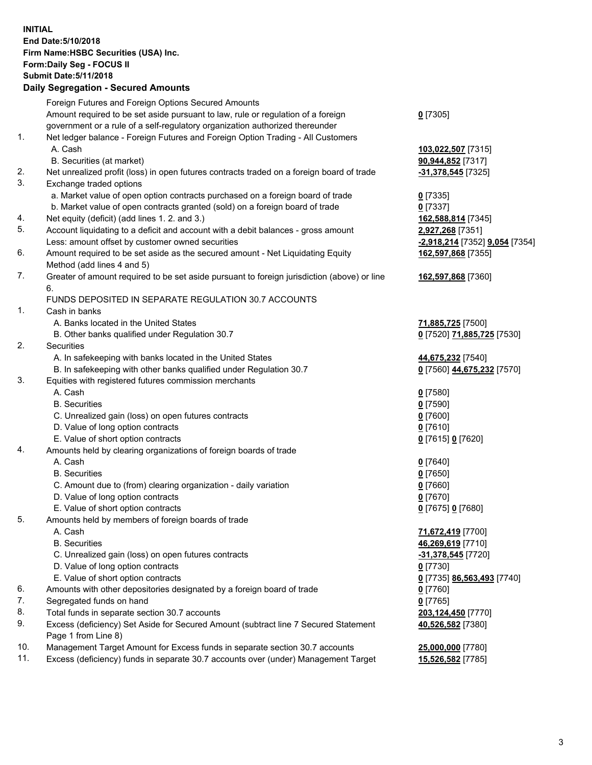**INITIAL**
**End Date:5/10/2018**
**Firm Name:HSBC Securities (USA) Inc.**
**Form:Daily Seg - FOCUS II**
**Submit Date:5/11/2018**

## Daily Segregation - Secured Amounts

| | | |
|---|---|---|
| | Foreign Futures and Foreign Options Secured Amounts | |
| | Amount required to be set aside pursuant to law, rule or regulation of a foreign government or a rule of a self-regulatory organization authorized thereunder | **0** [7305] |
| 1. | Net ledger balance - Foreign Futures and Foreign Option Trading - All Customers | |
| | A. Cash | **103,022,507** [7315] |
| | B. Securities (at market) | **90,944,852** [7317] |
| 2. | Net unrealized profit (loss) in open futures contracts traded on a foreign board of trade | **-31,378,545** [7325] |
| 3. | Exchange traded options | |
| | a. Market value of open option contracts purchased on a foreign board of trade | **0** [7335] |
| | b. Market value of open contracts granted (sold) on a foreign board of trade | **0** [7337] |
| 4. | Net equity (deficit) (add lines 1. 2. and 3.) | **162,588,814** [7345] |
| 5. | Account liquidating to a deficit and account with a debit balances - gross amount | **2,927,268** [7351] |
| | Less: amount offset by customer owned securities | **-2,918,214** [7352] **9,054** [7354] |
| 6. | Amount required to be set aside as the secured amount - Net Liquidating Equity Method (add lines 4 and 5) | **162,597,868** [7355] |
| 7. | Greater of amount required to be set aside pursuant to foreign jurisdiction (above) or line 6. | **162,597,868** [7360] |
| | FUNDS DEPOSITED IN SEPARATE REGULATION 30.7 ACCOUNTS | |
| 1. | Cash in banks | |
| | A. Banks located in the United States | **71,885,725** [7500] |
| | B. Other banks qualified under Regulation 30.7 | **0** [7520] **71,885,725** [7530] |
| 2. | Securities | |
| | A. In safekeeping with banks located in the United States | **44,675,232** [7540] |
| | B. In safekeeping with other banks qualified under Regulation 30.7 | **0** [7560] **44,675,232** [7570] |
| 3. | Equities with registered futures commission merchants | |
| | A. Cash | **0** [7580] |
| | B. Securities | **0** [7590] |
| | C. Unrealized gain (loss) on open futures contracts | **0** [7600] |
| | D. Value of long option contracts | **0** [7610] |
| | E. Value of short option contracts | **0** [7615] **0** [7620] |
| 4. | Amounts held by clearing organizations of foreign boards of trade | |
| | A. Cash | **0** [7640] |
| | B. Securities | **0** [7650] |
| | C. Amount due to (from) clearing organization - daily variation | **0** [7660] |
| | D. Value of long option contracts | **0** [7670] |
| | E. Value of short option contracts | **0** [7675] **0** [7680] |
| 5. | Amounts held by members of foreign boards of trade | |
| | A. Cash | **71,672,419** [7700] |
| | B. Securities | **46,269,619** [7710] |
| | C. Unrealized gain (loss) on open futures contracts | **-31,378,545** [7720] |
| | D. Value of long option contracts | **0** [7730] |
| | E. Value of short option contracts | **0** [7735] **86,563,493** [7740] |
| 6. | Amounts with other depositories designated by a foreign board of trade | **0** [7760] |
| 7. | Segregated funds on hand | **0** [7765] |
| 8. | Total funds in separate section 30.7 accounts | **203,124,450** [7770] |
| 9. | Excess (deficiency) Set Aside for Secured Amount (subtract line 7 Secured Statement Page 1 from Line 8) | **40,526,582** [7380] |
| 10. | Management Target Amount for Excess funds in separate section 30.7 accounts | **25,000,000** [7780] |
| 11. | Excess (deficiency) funds in separate 30.7 accounts over (under) Management Target | **15,526,582** [7785] |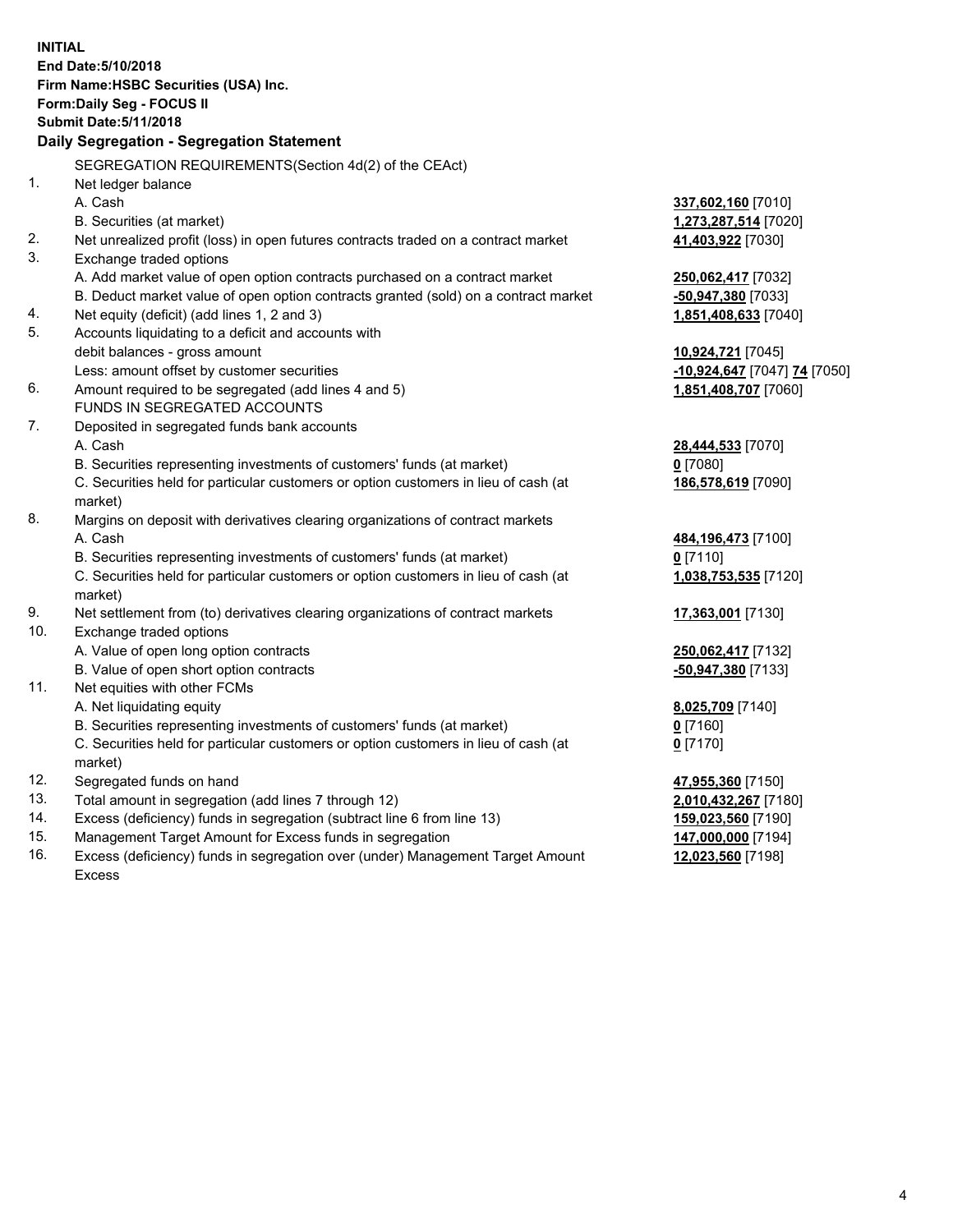**INITIAL**
**End Date:5/10/2018**
**Firm Name:HSBC Securities (USA) Inc.**
**Form:Daily Seg - FOCUS II**
**Submit Date:5/11/2018**

**Daily Segregation - Segregation Statement**

SEGREGATION REQUIREMENTS(Section 4d(2) of the CEAct)

| | | |
|---|---|---|
| 1. | Net ledger balance | |
| | A. Cash | **337,602,160** [7010] |
| | B. Securities (at market) | **1,273,287,514** [7020] |
| 2. | Net unrealized profit (loss) in open futures contracts traded on a contract market | **41,403,922** [7030] |
| 3. | Exchange traded options | |
| | A. Add market value of open option contracts purchased on a contract market | **250,062,417** [7032] |
| | B. Deduct market value of open option contracts granted (sold) on a contract market | **-50,947,380** [7033] |
| 4. | Net equity (deficit) (add lines 1, 2 and 3) | **1,851,408,633** [7040] |
| 5. | Accounts liquidating to a deficit and accounts with | |
| | debit balances - gross amount | **10,924,721** [7045] |
| | Less: amount offset by customer securities | **-10,924,647** [7047] **74** [7050] |
| 6. | Amount required to be segregated (add lines 4 and 5) | **1,851,408,707** [7060] |
| | FUNDS IN SEGREGATED ACCOUNTS | |
| 7. | Deposited in segregated funds bank accounts | |
| | A. Cash | **28,444,533** [7070] |
| | B. Securities representing investments of customers' funds (at market) | **0** [7080] |
| | C. Securities held for particular customers or option customers in lieu of cash (at market) | **186,578,619** [7090] |
| 8. | Margins on deposit with derivatives clearing organizations of contract markets | |
| | A. Cash | **484,196,473** [7100] |
| | B. Securities representing investments of customers' funds (at market) | **0** [7110] |
| | C. Securities held for particular customers or option customers in lieu of cash (at market) | **1,038,753,535** [7120] |
| 9. | Net settlement from (to) derivatives clearing organizations of contract markets | **17,363,001** [7130] |
| 10. | Exchange traded options | |
| | A. Value of open long option contracts | **250,062,417** [7132] |
| | B. Value of open short option contracts | **-50,947,380** [7133] |
| 11. | Net equities with other FCMs | |
| | A. Net liquidating equity | **8,025,709** [7140] |
| | B. Securities representing investments of customers' funds (at market) | **0** [7160] |
| | C. Securities held for particular customers or option customers in lieu of cash (at market) | **0** [7170] |
| 12. | Segregated funds on hand | **47,955,360** [7150] |
| 13. | Total amount in segregation (add lines 7 through 12) | **2,010,432,267** [7180] |
| 14. | Excess (deficiency) funds in segregation (subtract line 6 from line 13) | **159,023,560** [7190] |
| 15. | Management Target Amount for Excess funds in segregation | **147,000,000** [7194] |
| 16. | Excess (deficiency) funds in segregation over (under) Management Target Amount Excess | **12,023,560** [7198] |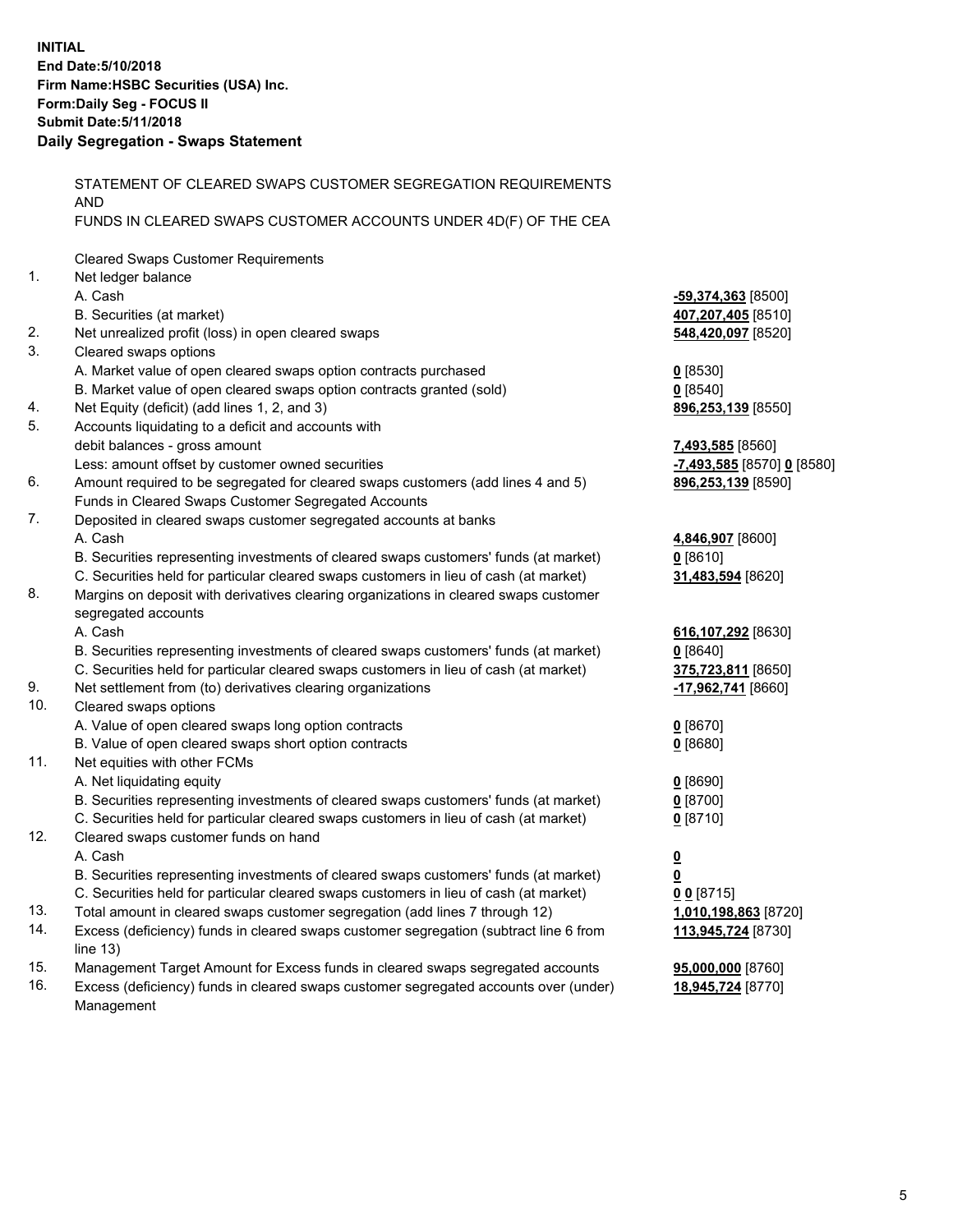**INITIAL**
**End Date:5/10/2018**
**Firm Name:HSBC Securities (USA) Inc.**
**Form:Daily Seg - FOCUS II**
**Submit Date:5/11/2018**
**Daily Segregation - Swaps Statement**

STATEMENT OF CLEARED SWAPS CUSTOMER SEGREGATION REQUIREMENTS AND FUNDS IN CLEARED SWAPS CUSTOMER ACCOUNTS UNDER 4D(F) OF THE CEA

| | | |
|---|---|---|
| | Cleared Swaps Customer Requirements | |
| 1. | Net ledger balance | |
| | A. Cash | **-59,374,363** [8500] |
| | B. Securities (at market) | **407,207,405** [8510] |
| 2. | Net unrealized profit (loss) in open cleared swaps | **548,420,097** [8520] |
| 3. | Cleared swaps options | |
| | A. Market value of open cleared swaps option contracts purchased | **0** [8530] |
| | B. Market value of open cleared swaps option contracts granted (sold) | **0** [8540] |
| 4. | Net Equity (deficit) (add lines 1, 2, and 3) | **896,253,139** [8550] |
| 5. | Accounts liquidating to a deficit and accounts with | |
| | debit balances - gross amount | **7,493,585** [8560] |
| | Less: amount offset by customer owned securities | **-7,493,585** [8570] **0** [8580] |
| 6. | Amount required to be segregated for cleared swaps customers (add lines 4 and 5) | **896,253,139** [8590] |
| | Funds in Cleared Swaps Customer Segregated Accounts | |
| 7. | Deposited in cleared swaps customer segregated accounts at banks | |
| | A. Cash | **4,846,907** [8600] |
| | B. Securities representing investments of cleared swaps customers' funds (at market) | **0** [8610] |
| | C. Securities held for particular cleared swaps customers in lieu of cash (at market) | **31,483,594** [8620] |
| 8. | Margins on deposit with derivatives clearing organizations in cleared swaps customer segregated accounts | |
| | A. Cash | **616,107,292** [8630] |
| | B. Securities representing investments of cleared swaps customers' funds (at market) | **0** [8640] |
| | C. Securities held for particular cleared swaps customers in lieu of cash (at market) | **375,723,811** [8650] |
| 9. | Net settlement from (to) derivatives clearing organizations | **-17,962,741** [8660] |
| 10. | Cleared swaps options | |
| | A. Value of open cleared swaps long option contracts | **0** [8670] |
| | B. Value of open cleared swaps short option contracts | **0** [8680] |
| 11. | Net equities with other FCMs | |
| | A. Net liquidating equity | **0** [8690] |
| | B. Securities representing investments of cleared swaps customers' funds (at market) | **0** [8700] |
| | C. Securities held for particular cleared swaps customers in lieu of cash (at market) | **0** [8710] |
| 12. | Cleared swaps customer funds on hand | |
| | A. Cash | **0** |
| | B. Securities representing investments of cleared swaps customers' funds (at market) | **0** |
| | C. Securities held for particular cleared swaps customers in lieu of cash (at market) | **0** **0** [8715] |
| 13. | Total amount in cleared swaps customer segregation (add lines 7 through 12) | **1,010,198,863** [8720] |
| 14. | Excess (deficiency) funds in cleared swaps customer segregation (subtract line 6 from line 13) | **113,945,724** [8730] |
| 15. | Management Target Amount for Excess funds in cleared swaps segregated accounts | **95,000,000** [8760] |
| 16. | Excess (deficiency) funds in cleared swaps customer segregated accounts over (under) Management | **18,945,724** [8770] |